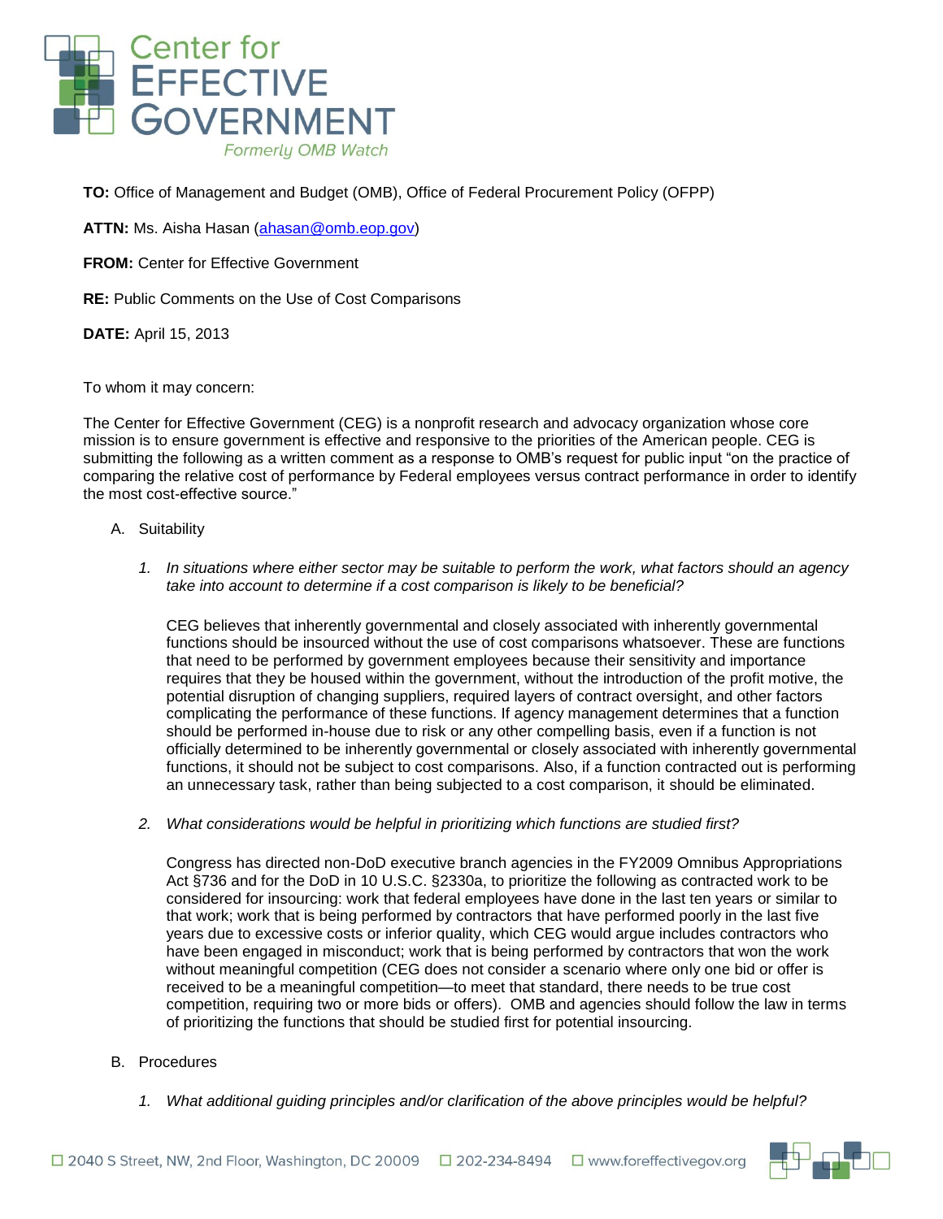# Center for EFFECTIVE GOVERNMENT

*Formerly OMB Watch*

**TO:** Office of Management and Budget (OMB), Office of Federal Procurement Policy (OFPP)

**ATTN:** Ms. Aisha Hasan (ahasan@omb.eop.gov)

**FROM:** Center for Effective Government

**RE:** Public Comments on the Use of Cost Comparisons

**DATE:** April 15, 2013

To whom it may concern:

The Center for Effective Government (CEG) is a nonprofit research and advocacy organization whose core mission is to ensure government is effective and responsive to the priorities of the American people. CEG is submitting the following as a written comment as a response to OMB's request for public input "on the practice of comparing the relative cost of performance by Federal employees versus contract performance in order to identify the most cost-effective source."

A. Suitability

1. *In situations where either sector may be suitable to perform the work, what factors should an agency take into account to determine if a cost comparison is likely to be beneficial?*

   CEG believes that inherently governmental and closely associated with inherently governmental functions should be insourced without the use of cost comparisons whatsoever. These are functions that need to be performed by government employees because their sensitivity and importance requires that they be housed within the government, without the introduction of the profit motive, the potential disruption of changing suppliers, required layers of contract oversight, and other factors complicating the performance of these functions. If agency management determines that a function should be performed in-house due to risk or any other compelling basis, even if a function is not officially determined to be inherently governmental or closely associated with inherently governmental functions, it should not be subject to cost comparisons. Also, if a function contracted out is performing an unnecessary task, rather than being subjected to a cost comparison, it should be eliminated.

2. *What considerations would be helpful in prioritizing which functions are studied first?*

   Congress has directed non-DoD executive branch agencies in the FY2009 Omnibus Appropriations Act §736 and for the DoD in 10 U.S.C. §2330a, to prioritize the following as contracted work to be considered for insourcing: work that federal employees have done in the last ten years or similar to that work; work that is being performed by contractors that have performed poorly in the last five years due to excessive costs or inferior quality, which CEG would argue includes contractors who have been engaged in misconduct; work that is being performed by contractors that won the work without meaningful competition (CEG does not consider a scenario where only one bid or offer is received to be a meaningful competition—to meet that standard, there needs to be true cost competition, requiring two or more bids or offers). OMB and agencies should follow the law in terms of prioritizing the functions that should be studied first for potential insourcing.

B. Procedures

1. *What additional guiding principles and/or clarification of the above principles would be helpful?*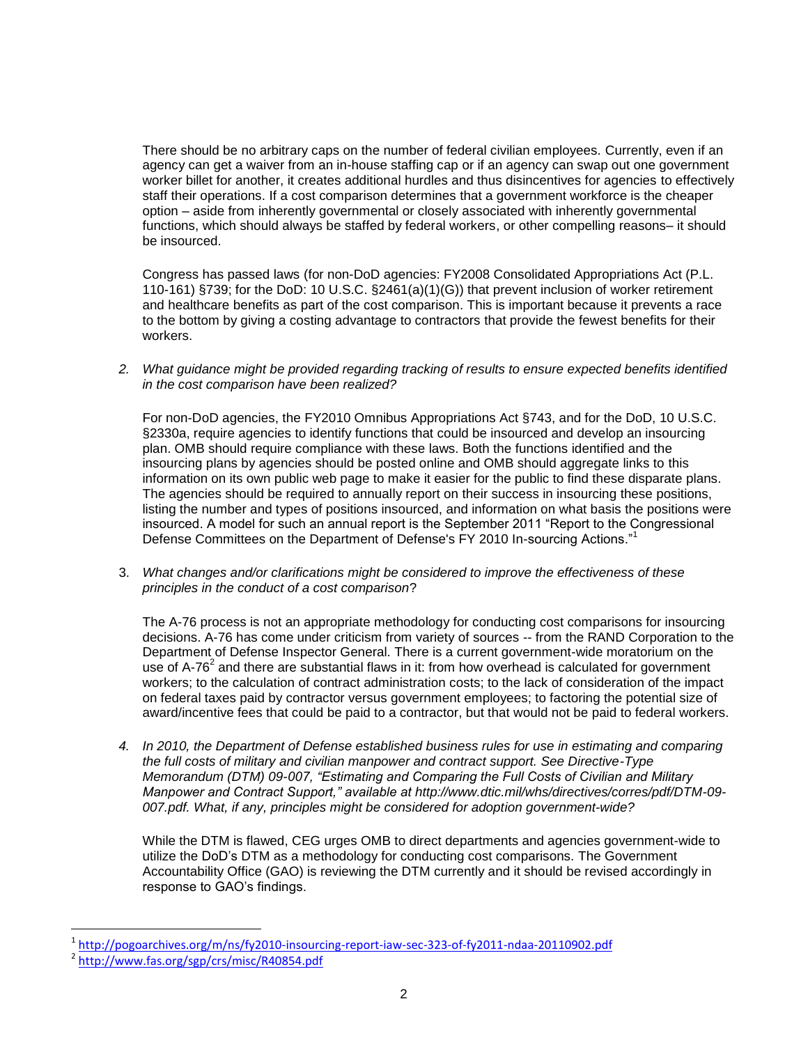There should be no arbitrary caps on the number of federal civilian employees. Currently, even if an agency can get a waiver from an in-house staffing cap or if an agency can swap out one government worker billet for another, it creates additional hurdles and thus disincentives for agencies to effectively staff their operations. If a cost comparison determines that a government workforce is the cheaper option – aside from inherently governmental or closely associated with inherently governmental functions, which should always be staffed by federal workers, or other compelling reasons– it should be insourced.

Congress has passed laws (for non-DoD agencies: FY2008 Consolidated Appropriations Act (P.L. 110-161) §739; for the DoD: 10 U.S.C. §2461(a)(1)(G)) that prevent inclusion of worker retirement and healthcare benefits as part of the cost comparison. This is important because it prevents a race to the bottom by giving a costing advantage to contractors that provide the fewest benefits for their workers.

2. *What guidance might be provided regarding tracking of results to ensure expected benefits identified in the cost comparison have been realized?*

   For non-DoD agencies, the FY2010 Omnibus Appropriations Act §743, and for the DoD, 10 U.S.C. §2330a, require agencies to identify functions that could be insourced and develop an insourcing plan. OMB should require compliance with these laws. Both the functions identified and the insourcing plans by agencies should be posted online and OMB should aggregate links to this information on its own public web page to make it easier for the public to find these disparate plans. The agencies should be required to annually report on their success in insourcing these positions, listing the number and types of positions insourced, and information on what basis the positions were insourced. A model for such an annual report is the September 2011 "Report to the Congressional Defense Committees on the Department of Defense's FY 2010 In-sourcing Actions."[1]

3. *What changes and/or clarifications might be considered to improve the effectiveness of these principles in the conduct of a cost comparison*?

   The A-76 process is not an appropriate methodology for conducting cost comparisons for insourcing decisions. A-76 has come under criticism from variety of sources -- from the RAND Corporation to the Department of Defense Inspector General. There is a current government-wide moratorium on the use of A-76[2] and there are substantial flaws in it: from how overhead is calculated for government workers; to the calculation of contract administration costs; to the lack of consideration of the impact on federal taxes paid by contractor versus government employees; to factoring the potential size of award/incentive fees that could be paid to a contractor, but that would not be paid to federal workers.

4. *In 2010, the Department of Defense established business rules for use in estimating and comparing the full costs of military and civilian manpower and contract support. See Directive-Type Memorandum (DTM) 09-007, "Estimating and Comparing the Full Costs of Civilian and Military Manpower and Contract Support," available at http://www.dtic.mil/whs/directives/corres/pdf/DTM-09-007.pdf. What, if any, principles might be considered for adoption government-wide?*

   While the DTM is flawed, CEG urges OMB to direct departments and agencies government-wide to utilize the DoD's DTM as a methodology for conducting cost comparisons. The Government Accountability Office (GAO) is reviewing the DTM currently and it should be revised accordingly in response to GAO's findings.

[1] http://pogoarchives.org/m/ns/fy2010-insourcing-report-iaw-sec-323-of-fy2011-ndaa-20110902.pdf

[2] http://www.fas.org/sgp/crs/misc/R40854.pdf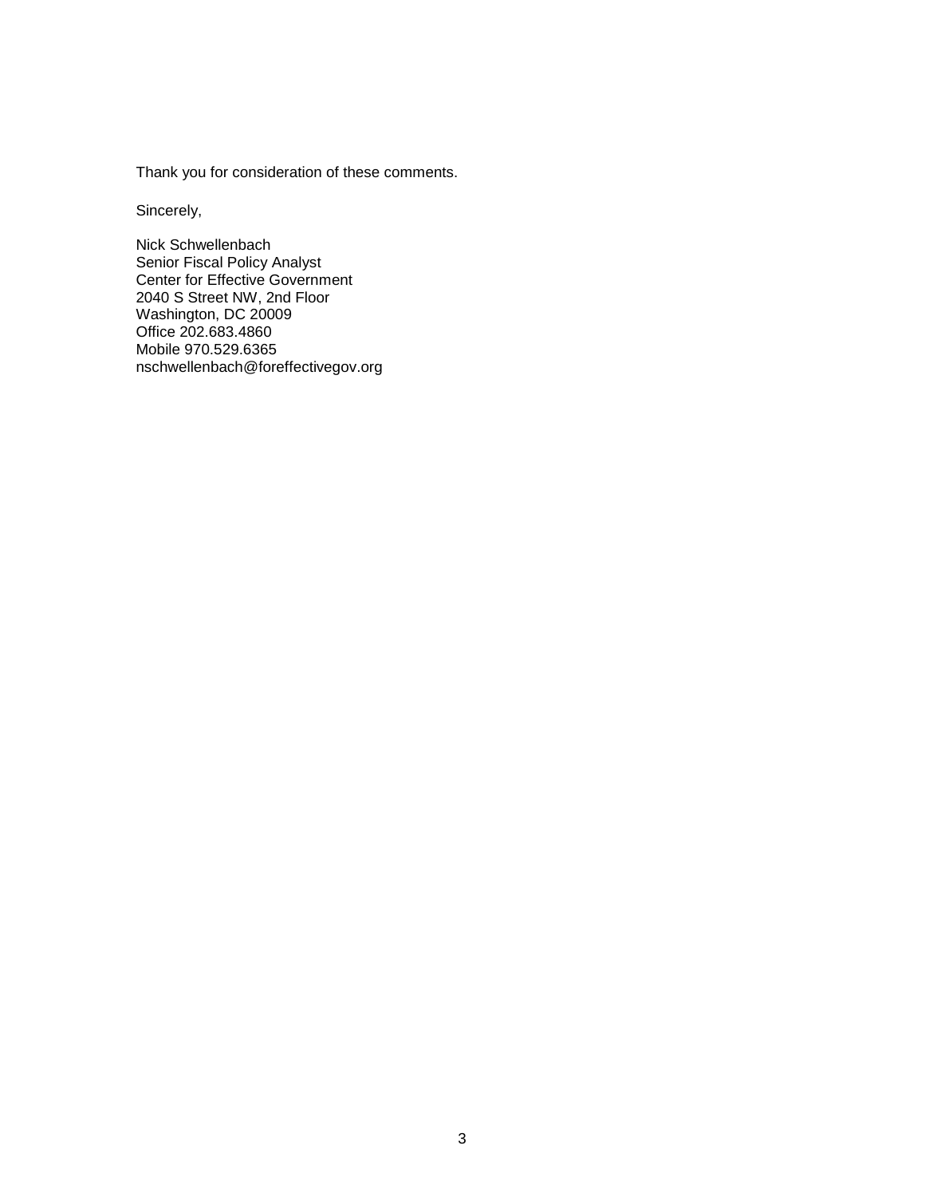Thank you for consideration of these comments.

Sincerely,

Nick Schwellenbach
Senior Fiscal Policy Analyst
Center for Effective Government
2040 S Street NW, 2nd Floor
Washington, DC 20009
Office 202.683.4860
Mobile 970.529.6365
nschwellenbach@foreffectivegov.org